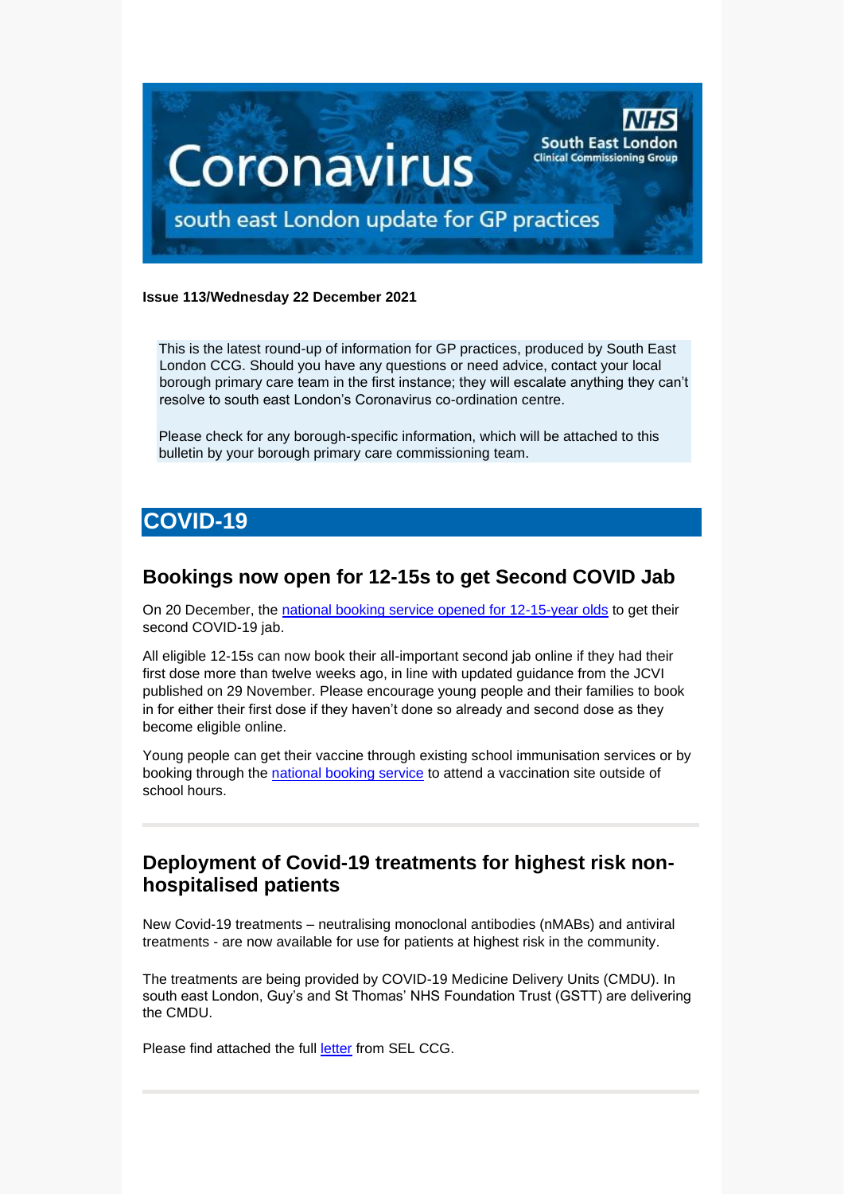Coronavirus

south east London update for GP practices

NHS South East London Clinical Commissioning Group

**Issue 113/Wednesday 22 December 2021**

This is the latest round-up of information for GP practices, produced by South East London CCG. Should you have any questions or need advice, contact your local borough primary care team in the first instance; they will escalate anything they can't resolve to south east London's Coronavirus co-ordination centre.

Please check for any borough-specific information, which will be attached to this bulletin by your borough primary care commissioning team.

# COVID-19

## Bookings now open for 12-15s to get Second COVID Jab

On 20 December, the national booking service opened for 12-15-year olds to get their second COVID-19 jab.

All eligible 12-15s can now book their all-important second jab online if they had their first dose more than twelve weeks ago, in line with updated guidance from the JCVI published on 29 November. Please encourage young people and their families to book in for either their first dose if they haven't done so already and second dose as they become eligible online.

Young people can get their vaccine through existing school immunisation services or by booking through the national booking service to attend a vaccination site outside of school hours.

---

## Deployment of Covid-19 treatments for highest risk non-hospitalised patients

New Covid-19 treatments – neutralising monoclonal antibodies (nMABs) and antiviral treatments - are now available for use for patients at highest risk in the community.

The treatments are being provided by COVID-19 Medicine Delivery Units (CMDU). In south east London, Guy's and St Thomas' NHS Foundation Trust (GSTT) are delivering the CMDU.

Please find attached the full letter from SEL CCG.

---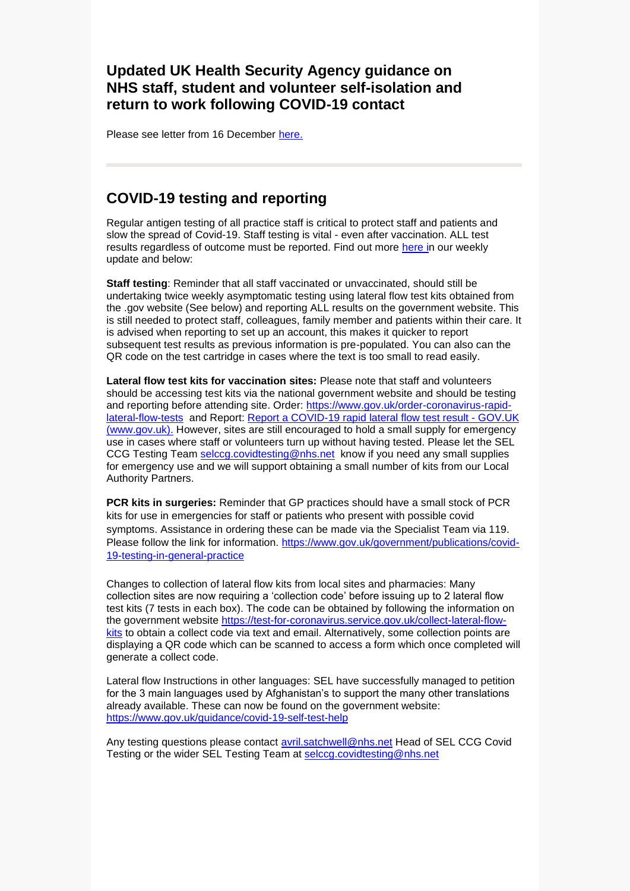## Updated UK Health Security Agency guidance on NHS staff, student and volunteer self-isolation and return to work following COVID-19 contact

Please see letter from 16 December [here.](here.)

---

## COVID-19 testing and reporting

Regular antigen testing of all practice staff is critical to protect staff and patients and slow the spread of Covid-19. Staff testing is vital - even after vaccination. ALL test results regardless of outcome must be reported. Find out more [here](here) in our weekly update and below:

**Staff testing**: Reminder that all staff vaccinated or unvaccinated, should still be undertaking twice weekly asymptomatic testing using lateral flow test kits obtained from the .gov website (See below) and reporting ALL results on the government website. This is still needed to protect staff, colleagues, family member and patients within their care. It is advised when reporting to set up an account, this makes it quicker to report subsequent test results as previous information is pre-populated. You can also can the QR code on the test cartridge in cases where the text is too small to read easily.

**Lateral flow test kits for vaccination sites:** Please note that staff and volunteers should be accessing test kits via the national government website and should be testing and reporting before attending site. Order: https://www.gov.uk/order-coronavirus-rapid-lateral-flow-tests and Report: Report a COVID-19 rapid lateral flow test result - GOV.UK (www.gov.uk). However, sites are still encouraged to hold a small supply for emergency use in cases where staff or volunteers turn up without having tested. Please let the SEL CCG Testing Team selccg.covidtesting@nhs.net know if you need any small supplies for emergency use and we will support obtaining a small number of kits from our Local Authority Partners.

**PCR kits in surgeries:** Reminder that GP practices should have a small stock of PCR kits for use in emergencies for staff or patients who present with possible covid symptoms. Assistance in ordering these can be made via the Specialist Team via 119. Please follow the link for information. https://www.gov.uk/government/publications/covid-19-testing-in-general-practice

Changes to collection of lateral flow kits from local sites and pharmacies: Many collection sites are now requiring a 'collection code' before issuing up to 2 lateral flow test kits (7 tests in each box). The code can be obtained by following the information on the government website https://test-for-coronavirus.service.gov.uk/collect-lateral-flow-kits to obtain a collect code via text and email. Alternatively, some collection points are displaying a QR code which can be scanned to access a form which once completed will generate a collect code.

Lateral flow Instructions in other languages: SEL have successfully managed to petition for the 3 main languages used by Afghanistan's to support the many other translations already available. These can now be found on the government website: https://www.gov.uk/guidance/covid-19-self-test-help

Any testing questions please contact avril.satchwell@nhs.net Head of SEL CCG Covid Testing or the wider SEL Testing Team at selccg.covidtesting@nhs.net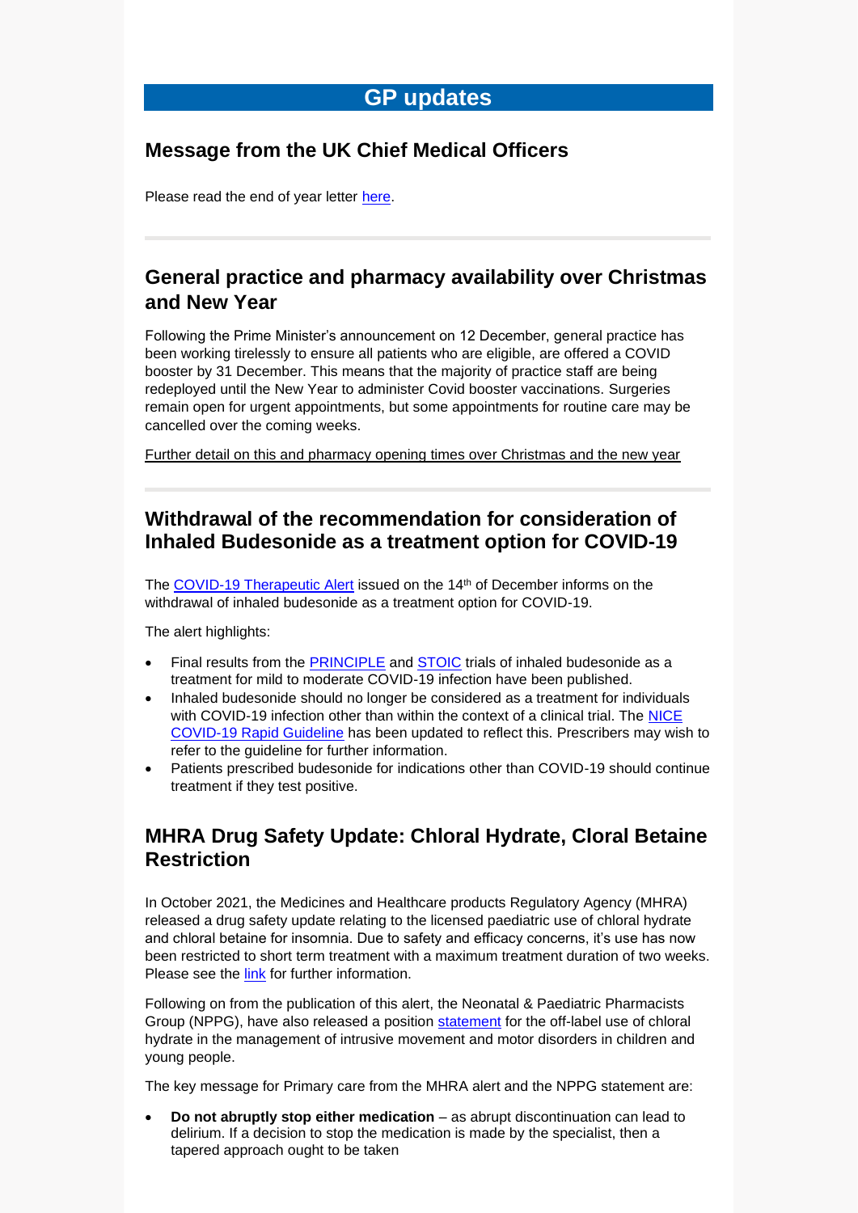# GP updates

## Message from the UK Chief Medical Officers

Please read the end of year letter here.

## General practice and pharmacy availability over Christmas and New Year

Following the Prime Minister's announcement on 12 December, general practice has been working tirelessly to ensure all patients who are eligible, are offered a COVID booster by 31 December. This means that the majority of practice staff are being redeployed until the New Year to administer Covid booster vaccinations. Surgeries remain open for urgent appointments, but some appointments for routine care may be cancelled over the coming weeks.

Further detail on this and pharmacy opening times over Christmas and the new year

## Withdrawal of the recommendation for consideration of Inhaled Budesonide as a treatment option for COVID-19

The COVID-19 Therapeutic Alert issued on the 14th of December informs on the withdrawal of inhaled budesonide as a treatment option for COVID-19.

The alert highlights:

- Final results from the PRINCIPLE and STOIC trials of inhaled budesonide as a treatment for mild to moderate COVID-19 infection have been published.
- Inhaled budesonide should no longer be considered as a treatment for individuals with COVID-19 infection other than within the context of a clinical trial. The NICE COVID-19 Rapid Guideline has been updated to reflect this. Prescribers may wish to refer to the guideline for further information.
- Patients prescribed budesonide for indications other than COVID-19 should continue treatment if they test positive.

## MHRA Drug Safety Update: Chloral Hydrate, Cloral Betaine Restriction

In October 2021, the Medicines and Healthcare products Regulatory Agency (MHRA) released a drug safety update relating to the licensed paediatric use of chloral hydrate and chloral betaine for insomnia. Due to safety and efficacy concerns, it's use has now been restricted to short term treatment with a maximum treatment duration of two weeks. Please see the link for further information.

Following on from the publication of this alert, the Neonatal & Paediatric Pharmacists Group (NPPG), have also released a position statement for the off-label use of chloral hydrate in the management of intrusive movement and motor disorders in children and young people.

The key message for Primary care from the MHRA alert and the NPPG statement are:

- **Do not abruptly stop either medication** – as abrupt discontinuation can lead to delirium. If a decision to stop the medication is made by the specialist, then a tapered approach ought to be taken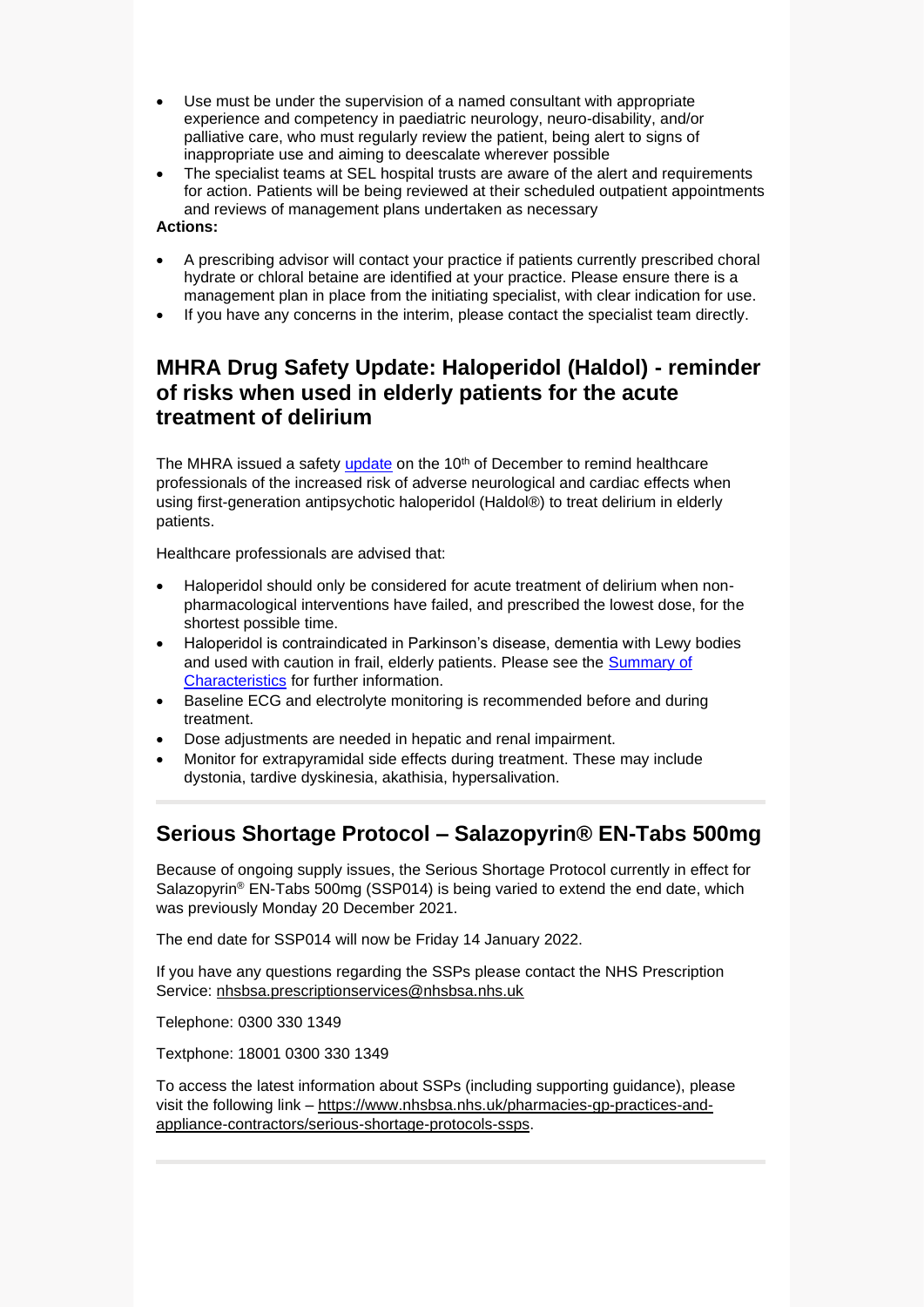- Use must be under the supervision of a named consultant with appropriate experience and competency in paediatric neurology, neuro-disability, and/or palliative care, who must regularly review the patient, being alert to signs of inappropriate use and aiming to deescalate wherever possible
- The specialist teams at SEL hospital trusts are aware of the alert and requirements for action. Patients will be being reviewed at their scheduled outpatient appointments and reviews of management plans undertaken as necessary

**Actions:**

- A prescribing advisor will contact your practice if patients currently prescribed choral hydrate or chloral betaine are identified at your practice. Please ensure there is a management plan in place from the initiating specialist, with clear indication for use.
- If you have any concerns in the interim, please contact the specialist team directly.

## MHRA Drug Safety Update: Haloperidol (Haldol) - reminder of risks when used in elderly patients for the acute treatment of delirium

The MHRA issued a safety update on the 10th of December to remind healthcare professionals of the increased risk of adverse neurological and cardiac effects when using first-generation antipsychotic haloperidol (Haldol®) to treat delirium in elderly patients.

Healthcare professionals are advised that:

- Haloperidol should only be considered for acute treatment of delirium when non-pharmacological interventions have failed, and prescribed the lowest dose, for the shortest possible time.
- Haloperidol is contraindicated in Parkinson's disease, dementia with Lewy bodies and used with caution in frail, elderly patients. Please see the Summary of Characteristics for further information.
- Baseline ECG and electrolyte monitoring is recommended before and during treatment.
- Dose adjustments are needed in hepatic and renal impairment.
- Monitor for extrapyramidal side effects during treatment. These may include dystonia, tardive dyskinesia, akathisia, hypersalivation.

## Serious Shortage Protocol – Salazopyrin® EN-Tabs 500mg

Because of ongoing supply issues, the Serious Shortage Protocol currently in effect for Salazopyrin® EN-Tabs 500mg (SSP014) is being varied to extend the end date, which was previously Monday 20 December 2021.

The end date for SSP014 will now be Friday 14 January 2022.

If you have any questions regarding the SSPs please contact the NHS Prescription Service: nhsbsa.prescriptionservices@nhsbsa.nhs.uk

Telephone: 0300 330 1349

Textphone: 18001 0300 330 1349

To access the latest information about SSPs (including supporting guidance), please visit the following link – https://www.nhsbsa.nhs.uk/pharmacies-gp-practices-and-appliance-contractors/serious-shortage-protocols-ssps.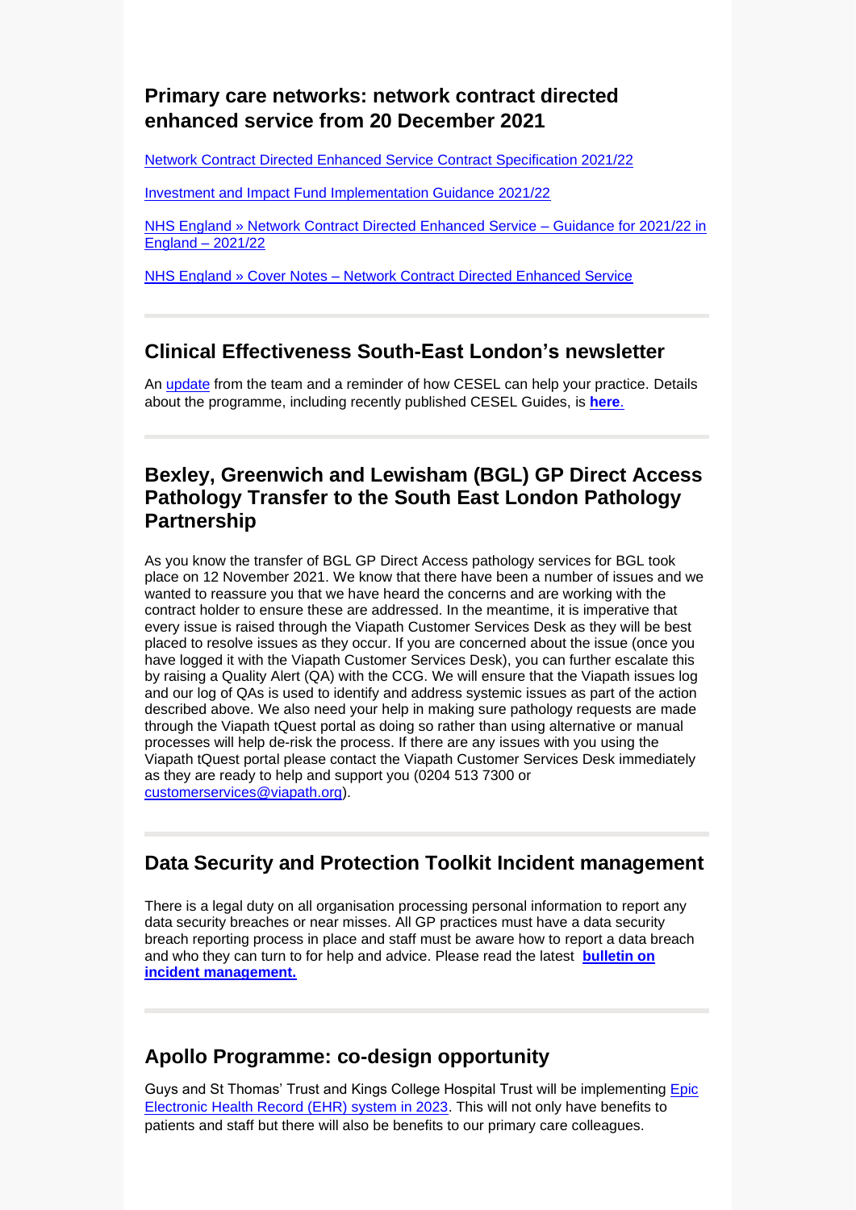## Primary care networks: network contract directed enhanced service from 20 December 2021

[Network Contract Directed Enhanced Service Contract Specification 2021/22]

[Investment and Impact Fund Implementation Guidance 2021/22]

[NHS England » Network Contract Directed Enhanced Service – Guidance for 2021/22 in England – 2021/22]

[NHS England » Cover Notes – Network Contract Directed Enhanced Service]

---

## Clinical Effectiveness South-East London's newsletter

An update from the team and a reminder of how CESEL can help your practice. Details about the programme, including recently published CESEL Guides, is **here**.

---

## Bexley, Greenwich and Lewisham (BGL) GP Direct Access Pathology Transfer to the South East London Pathology Partnership

As you know the transfer of BGL GP Direct Access pathology services for BGL took place on 12 November 2021. We know that there have been a number of issues and we wanted to reassure you that we have heard the concerns and are working with the contract holder to ensure these are addressed. In the meantime, it is imperative that every issue is raised through the Viapath Customer Services Desk as they will be best placed to resolve issues as they occur. If you are concerned about the issue (once you have logged it with the Viapath Customer Services Desk), you can further escalate this by raising a Quality Alert (QA) with the CCG. We will ensure that the Viapath issues log and our log of QAs is used to identify and address systemic issues as part of the action described above. We also need your help in making sure pathology requests are made through the Viapath tQuest portal as doing so rather than using alternative or manual processes will help de-risk the process. If there are any issues with you using the Viapath tQuest portal please contact the Viapath Customer Services Desk immediately as they are ready to help and support you (0204 513 7300 or customerservices@viapath.org).

---

## Data Security and Protection Toolkit Incident management

There is a legal duty on all organisation processing personal information to report any data security breaches or near misses. All GP practices must have a data security breach reporting process in place and staff must be aware how to report a data breach and who they can turn to for help and advice. Please read the latest **bulletin on incident management.**

---

## Apollo Programme: co-design opportunity

Guys and St Thomas' Trust and Kings College Hospital Trust will be implementing Epic Electronic Health Record (EHR) system in 2023. This will not only have benefits to patients and staff but there will also be benefits to our primary care colleagues.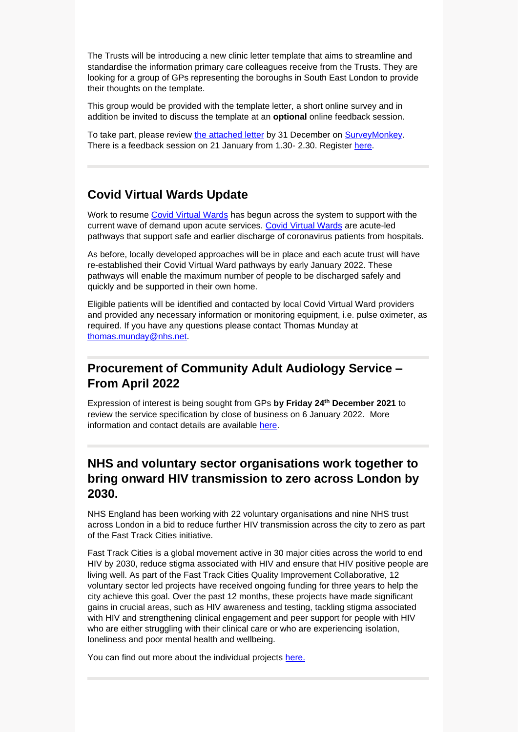The Trusts will be introducing a new clinic letter template that aims to streamline and standardise the information primary care colleagues receive from the Trusts. They are looking for a group of GPs representing the boroughs in South East London to provide their thoughts on the template.

This group would be provided with the template letter, a short online survey and in addition be invited to discuss the template at an **optional** online feedback session.

To take part, please review the attached letter by 31 December on SurveyMonkey. There is a feedback session on 21 January from 1.30- 2.30. Register here.

## Covid Virtual Wards Update

Work to resume Covid Virtual Wards has begun across the system to support with the current wave of demand upon acute services. Covid Virtual Wards are acute-led pathways that support safe and earlier discharge of coronavirus patients from hospitals.

As before, locally developed approaches will be in place and each acute trust will have re-established their Covid Virtual Ward pathways by early January 2022. These pathways will enable the maximum number of people to be discharged safely and quickly and be supported in their own home.

Eligible patients will be identified and contacted by local Covid Virtual Ward providers and provided any necessary information or monitoring equipment, i.e. pulse oximeter, as required. If you have any questions please contact Thomas Munday at thomas.munday@nhs.net.

## Procurement of Community Adult Audiology Service – From April 2022

Expression of interest is being sought from GPs **by Friday 24th December 2021** to review the service specification by close of business on 6 January 2022. More information and contact details are available here.

## NHS and voluntary sector organisations work together to bring onward HIV transmission to zero across London by 2030.

NHS England has been working with 22 voluntary organisations and nine NHS trust across London in a bid to reduce further HIV transmission across the city to zero as part of the Fast Track Cities initiative.

Fast Track Cities is a global movement active in 30 major cities across the world to end HIV by 2030, reduce stigma associated with HIV and ensure that HIV positive people are living well. As part of the Fast Track Cities Quality Improvement Collaborative, 12 voluntary sector led projects have received ongoing funding for three years to help the city achieve this goal. Over the past 12 months, these projects have made significant gains in crucial areas, such as HIV awareness and testing, tackling stigma associated with HIV and strengthening clinical engagement and peer support for people with HIV who are either struggling with their clinical care or who are experiencing isolation, loneliness and poor mental health and wellbeing.

You can find out more about the individual projects here.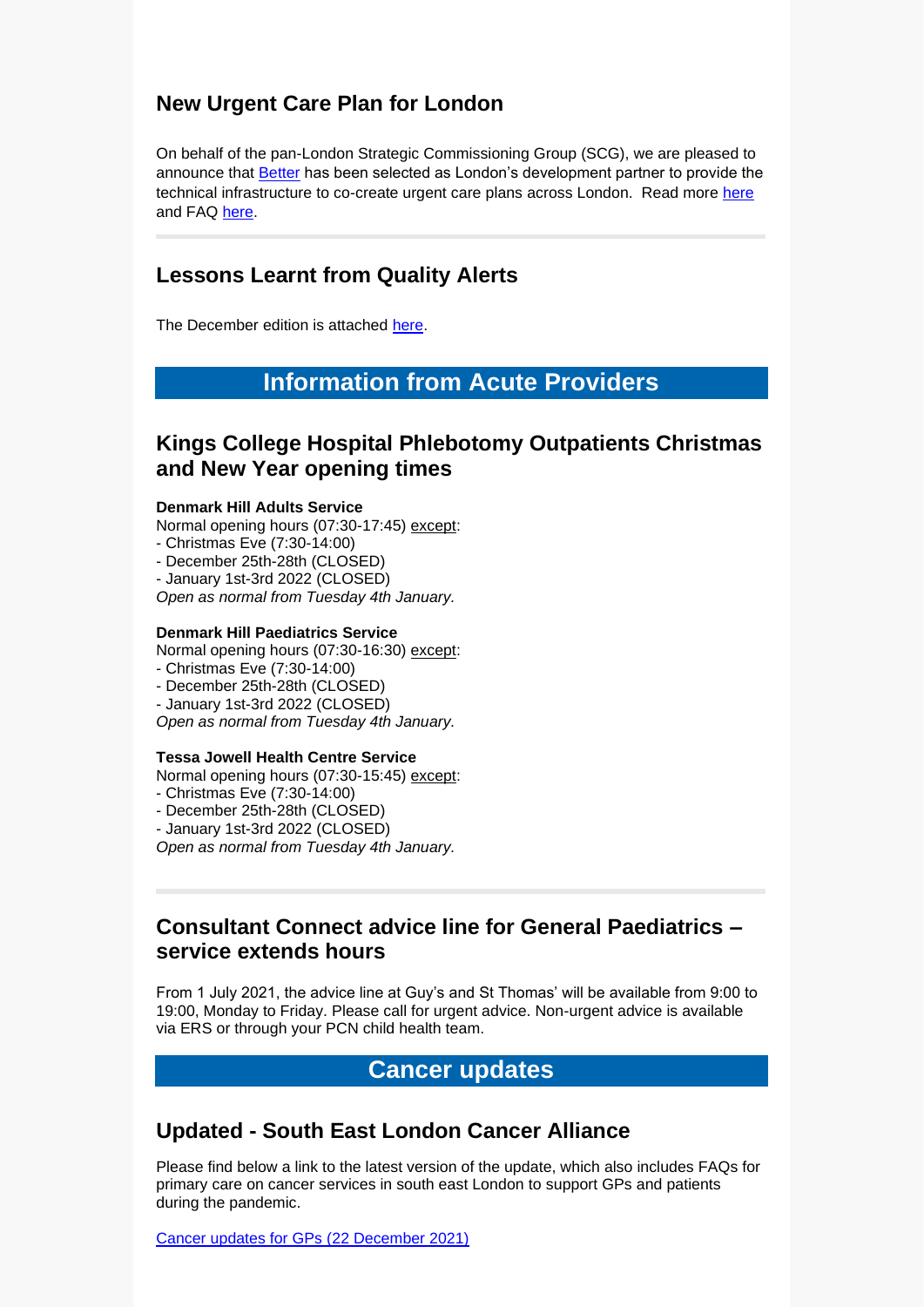## New Urgent Care Plan for London

On behalf of the pan-London Strategic Commissioning Group (SCG), we are pleased to announce that [Better](#) has been selected as London's development partner to provide the technical infrastructure to co-create urgent care plans across London. Read more [here](#) and FAQ [here](#).

---

## Lessons Learnt from Quality Alerts

The December edition is attached [here](#).

# Information from Acute Providers

## Kings College Hospital Phlebotomy Outpatients Christmas and New Year opening times

**Denmark Hill Adults Service**
Normal opening hours (07:30-17:45) except:
- Christmas Eve (7:30-14:00)
- December 25th-28th (CLOSED)
- January 1st-3rd 2022 (CLOSED)

*Open as normal from Tuesday 4th January.*

**Denmark Hill Paediatrics Service**
Normal opening hours (07:30-16:30) except:
- Christmas Eve (7:30-14:00)
- December 25th-28th (CLOSED)
- January 1st-3rd 2022 (CLOSED)

*Open as normal from Tuesday 4th January.*

**Tessa Jowell Health Centre Service**
Normal opening hours (07:30-15:45) except:
- Christmas Eve (7:30-14:00)
- December 25th-28th (CLOSED)
- January 1st-3rd 2022 (CLOSED)

*Open as normal from Tuesday 4th January.*

---

## Consultant Connect advice line for General Paediatrics – service extends hours

From 1 July 2021, the advice line at Guy's and St Thomas' will be available from 9:00 to 19:00, Monday to Friday. Please call for urgent advice. Non-urgent advice is available via ERS or through your PCN child health team.

# Cancer updates

## Updated - South East London Cancer Alliance

Please find below a link to the latest version of the update, which also includes FAQs for primary care on cancer services in south east London to support GPs and patients during the pandemic.

[Cancer updates for GPs (22 December 2021)](#)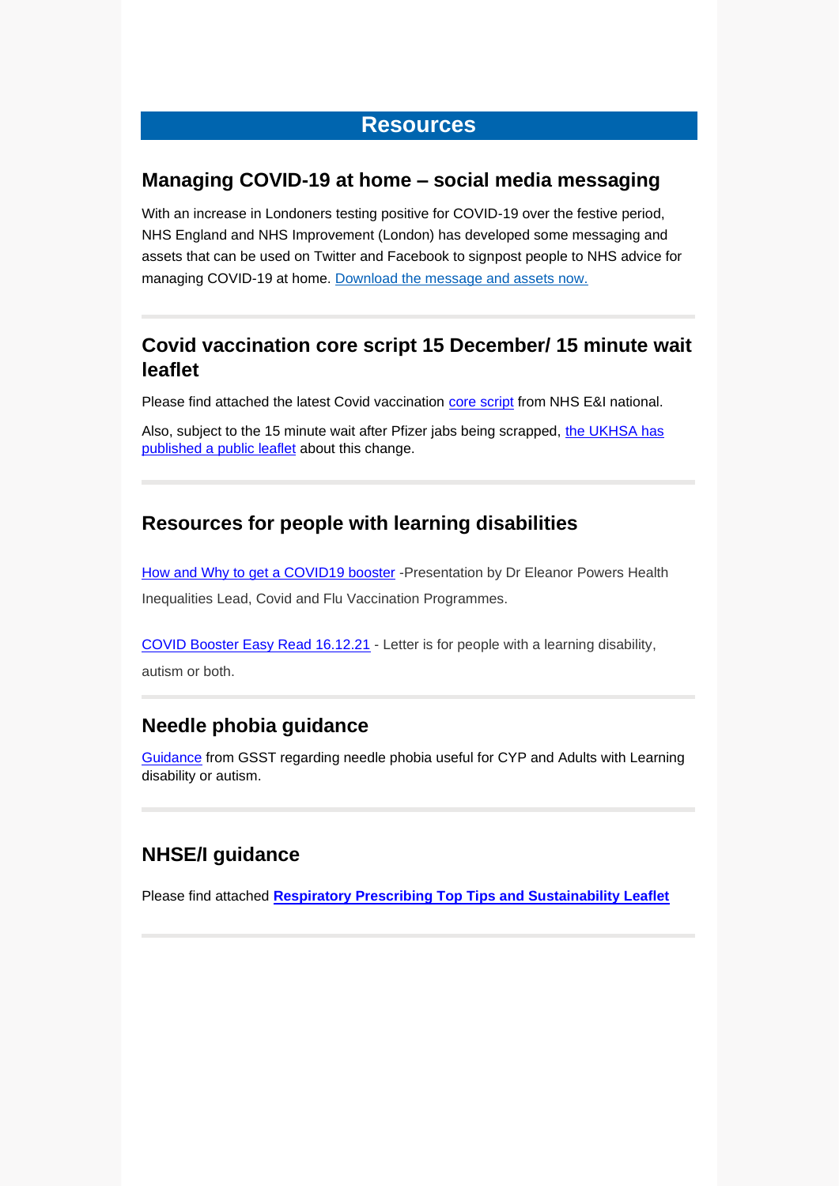# Resources

## Managing COVID-19 at home – social media messaging

With an increase in Londoners testing positive for COVID-19 over the festive period, NHS England and NHS Improvement (London) has developed some messaging and assets that can be used on Twitter and Facebook to signpost people to NHS advice for managing COVID-19 at home. Download the message and assets now.

---

## Covid vaccination core script 15 December/ 15 minute wait leaflet

Please find attached the latest Covid vaccination core script from NHS E&I national.

Also, subject to the 15 minute wait after Pfizer jabs being scrapped, the UKHSA has published a public leaflet about this change.

---

## Resources for people with learning disabilities

How and Why to get a COVID19 booster -Presentation by Dr Eleanor Powers Health Inequalities Lead, Covid and Flu Vaccination Programmes.

COVID Booster Easy Read 16.12.21 - Letter is for people with a learning disability, autism or both.

---

## Needle phobia guidance

Guidance from GSST regarding needle phobia useful for CYP and Adults with Learning disability or autism.

---

## NHSE/I guidance

Please find attached **Respiratory Prescribing Top Tips and Sustainability Leaflet**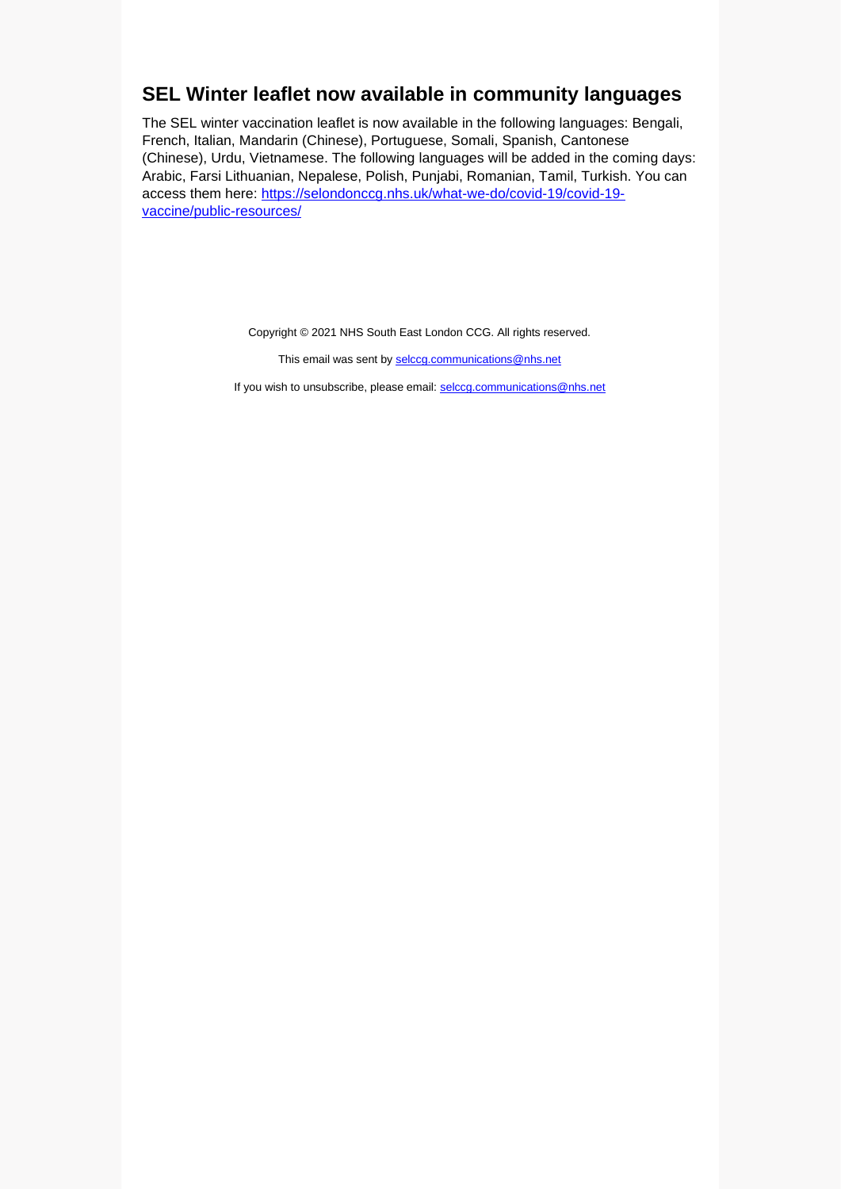## SEL Winter leaflet now available in community languages

The SEL winter vaccination leaflet is now available in the following languages: Bengali, French, Italian, Mandarin (Chinese), Portuguese, Somali, Spanish, Cantonese (Chinese), Urdu, Vietnamese. The following languages will be added in the coming days: Arabic, Farsi Lithuanian, Nepalese, Polish, Punjabi, Romanian, Tamil, Turkish. You can access them here: [https://selondonccg.nhs.uk/what-we-do/covid-19/covid-19-vaccine/public-resources/](https://selondonccg.nhs.uk/what-we-do/covid-19/covid-19-vaccine/public-resources/)

Copyright © 2021 NHS South East London CCG. All rights reserved.

This email was sent by [selccg.communications@nhs.net](mailto:selccg.communications@nhs.net)

If you wish to unsubscribe, please email: [selccg.communications@nhs.net](mailto:selccg.communications@nhs.net)